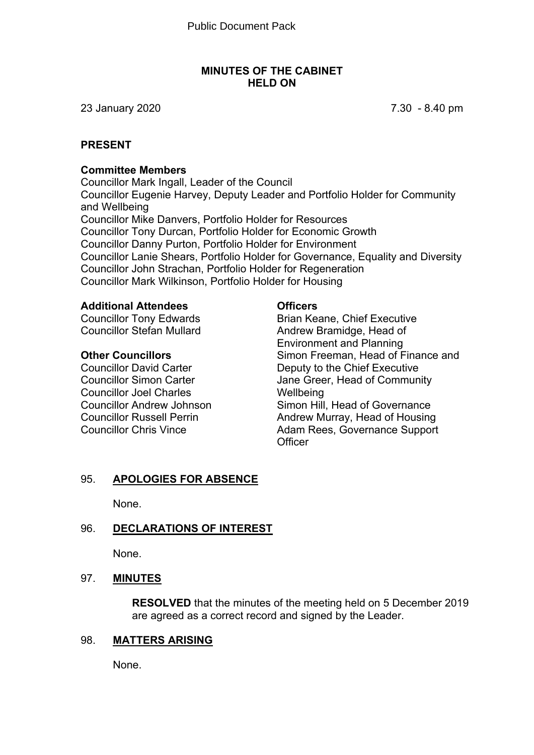Public Document Pack

# MINUTES OF THE CABINET HELD ON

23 January 2020 7.30 - 8.40 pm

## PRESENT

### Committee Members

Councillor Mark Ingall, Leader of the Council
Councillor Eugenie Harvey, Deputy Leader and Portfolio Holder for Community and Wellbeing
Councillor Mike Danvers, Portfolio Holder for Resources
Councillor Tony Durcan, Portfolio Holder for Economic Growth
Councillor Danny Purton, Portfolio Holder for Environment
Councillor Lanie Shears, Portfolio Holder for Governance, Equality and Diversity
Councillor John Strachan, Portfolio Holder for Regeneration
Councillor Mark Wilkinson, Portfolio Holder for Housing

### Additional Attendees

Councillor Tony Edwards
Councillor Stefan Mullard

### Other Councillors

Councillor David Carter
Councillor Simon Carter
Councillor Joel Charles
Councillor Andrew Johnson
Councillor Russell Perrin
Councillor Chris Vince

### Officers

Brian Keane, Chief Executive
Andrew Bramidge, Head of Environment and Planning
Simon Freeman, Head of Finance and Deputy to the Chief Executive
Jane Greer, Head of Community Wellbeing
Simon Hill, Head of Governance
Andrew Murray, Head of Housing
Adam Rees, Governance Support Officer

## 95. APOLOGIES FOR ABSENCE

None.

## 96. DECLARATIONS OF INTEREST

None.

## 97. MINUTES

**RESOLVED** that the minutes of the meeting held on 5 December 2019 are agreed as a correct record and signed by the Leader.

## 98. MATTERS ARISING

None.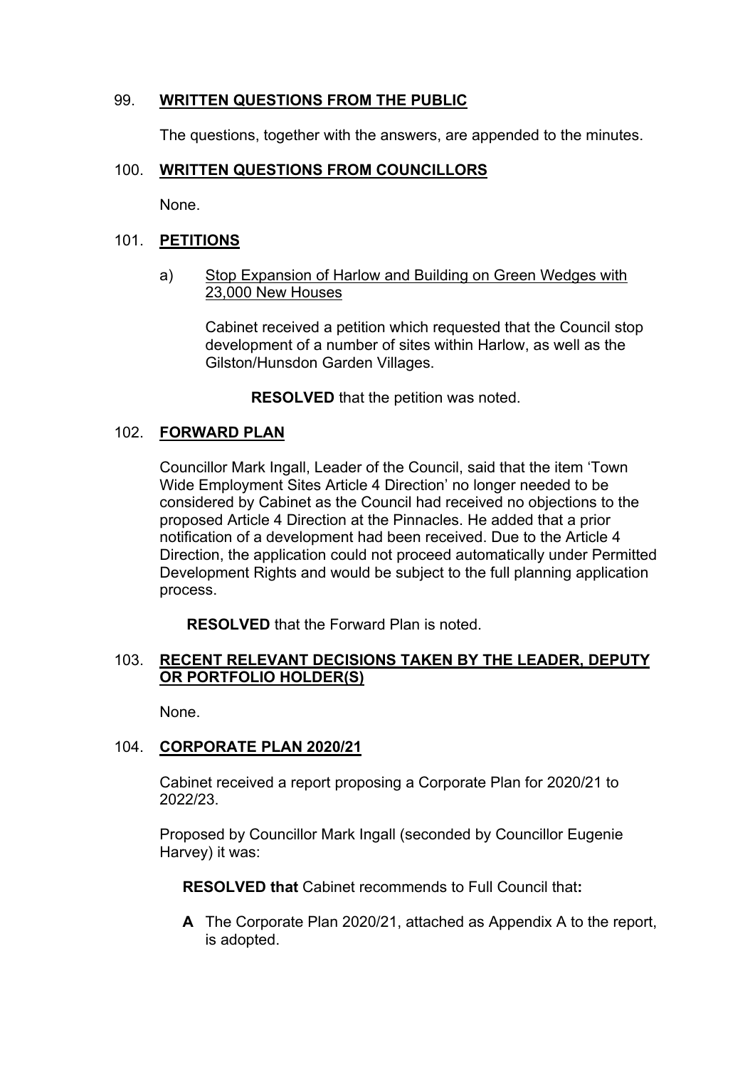## 99. **WRITTEN QUESTIONS FROM THE PUBLIC**

The questions, together with the answers, are appended to the minutes.

## 100. **WRITTEN QUESTIONS FROM COUNCILLORS**

None.

## 101. **PETITIONS**

a) Stop Expansion of Harlow and Building on Green Wedges with 23,000 New Houses

Cabinet received a petition which requested that the Council stop development of a number of sites within Harlow, as well as the Gilston/Hunsdon Garden Villages.

**RESOLVED** that the petition was noted.

## 102. **FORWARD PLAN**

Councillor Mark Ingall, Leader of the Council, said that the item 'Town Wide Employment Sites Article 4 Direction' no longer needed to be considered by Cabinet as the Council had received no objections to the proposed Article 4 Direction at the Pinnacles. He added that a prior notification of a development had been received. Due to the Article 4 Direction, the application could not proceed automatically under Permitted Development Rights and would be subject to the full planning application process.

**RESOLVED** that the Forward Plan is noted.

## 103. **RECENT RELEVANT DECISIONS TAKEN BY THE LEADER, DEPUTY OR PORTFOLIO HOLDER(S)**

None.

## 104. **CORPORATE PLAN 2020/21**

Cabinet received a report proposing a Corporate Plan for 2020/21 to 2022/23.

Proposed by Councillor Mark Ingall (seconded by Councillor Eugenie Harvey) it was:

**RESOLVED that** Cabinet recommends to Full Council that**:**

**A** The Corporate Plan 2020/21, attached as Appendix A to the report, is adopted.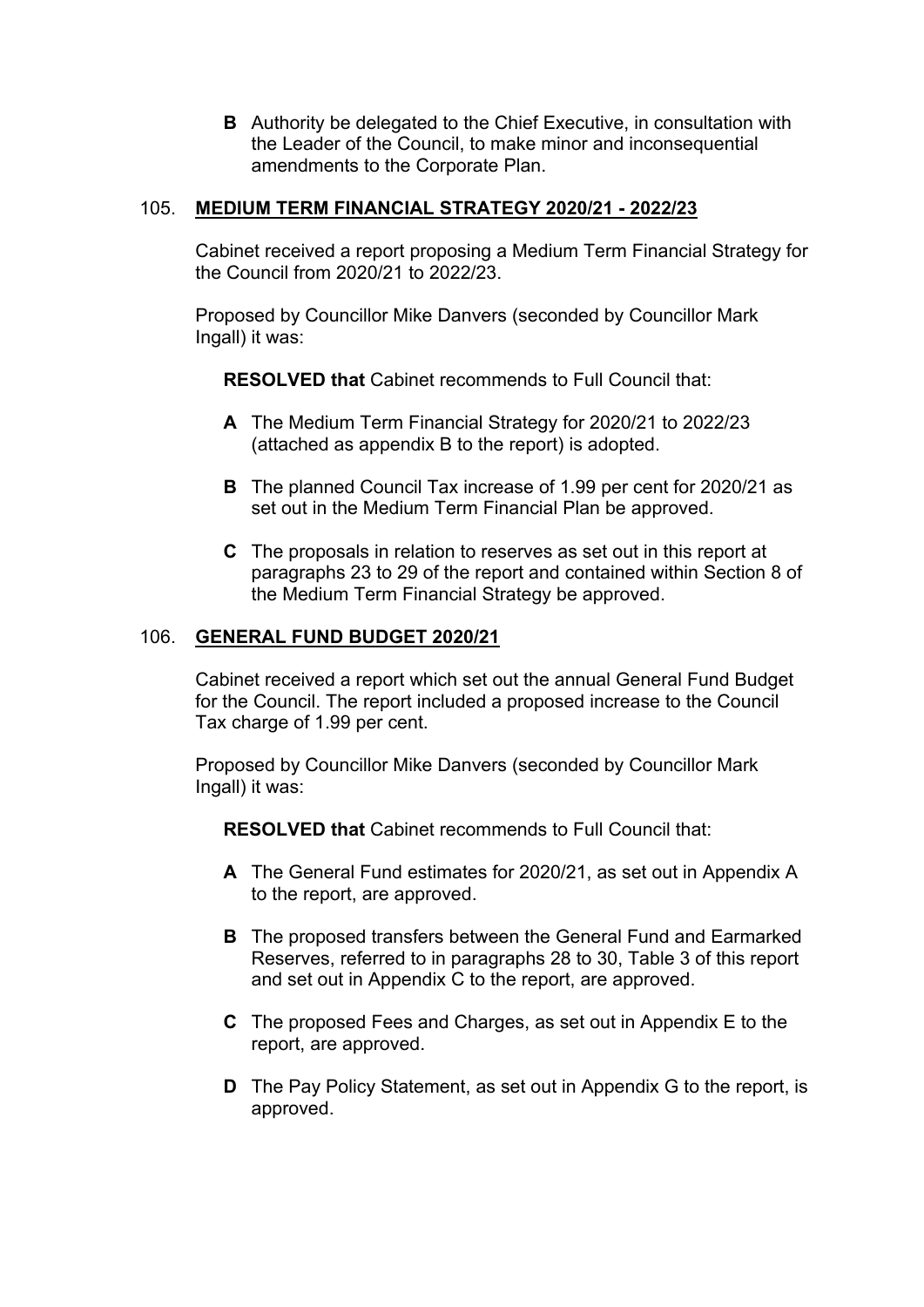**B** Authority be delegated to the Chief Executive, in consultation with the Leader of the Council, to make minor and inconsequential amendments to the Corporate Plan.

## 105. MEDIUM TERM FINANCIAL STRATEGY 2020/21 - 2022/23

Cabinet received a report proposing a Medium Term Financial Strategy for the Council from 2020/21 to 2022/23.

Proposed by Councillor Mike Danvers (seconded by Councillor Mark Ingall) it was:

**RESOLVED that** Cabinet recommends to Full Council that:

**A** The Medium Term Financial Strategy for 2020/21 to 2022/23 (attached as appendix B to the report) is adopted.

**B** The planned Council Tax increase of 1.99 per cent for 2020/21 as set out in the Medium Term Financial Plan be approved.

**C** The proposals in relation to reserves as set out in this report at paragraphs 23 to 29 of the report and contained within Section 8 of the Medium Term Financial Strategy be approved.

## 106. GENERAL FUND BUDGET 2020/21

Cabinet received a report which set out the annual General Fund Budget for the Council. The report included a proposed increase to the Council Tax charge of 1.99 per cent.

Proposed by Councillor Mike Danvers (seconded by Councillor Mark Ingall) it was:

**RESOLVED that** Cabinet recommends to Full Council that:

**A** The General Fund estimates for 2020/21, as set out in Appendix A to the report, are approved.

**B** The proposed transfers between the General Fund and Earmarked Reserves, referred to in paragraphs 28 to 30, Table 3 of this report and set out in Appendix C to the report, are approved.

**C** The proposed Fees and Charges, as set out in Appendix E to the report, are approved.

**D** The Pay Policy Statement, as set out in Appendix G to the report, is approved.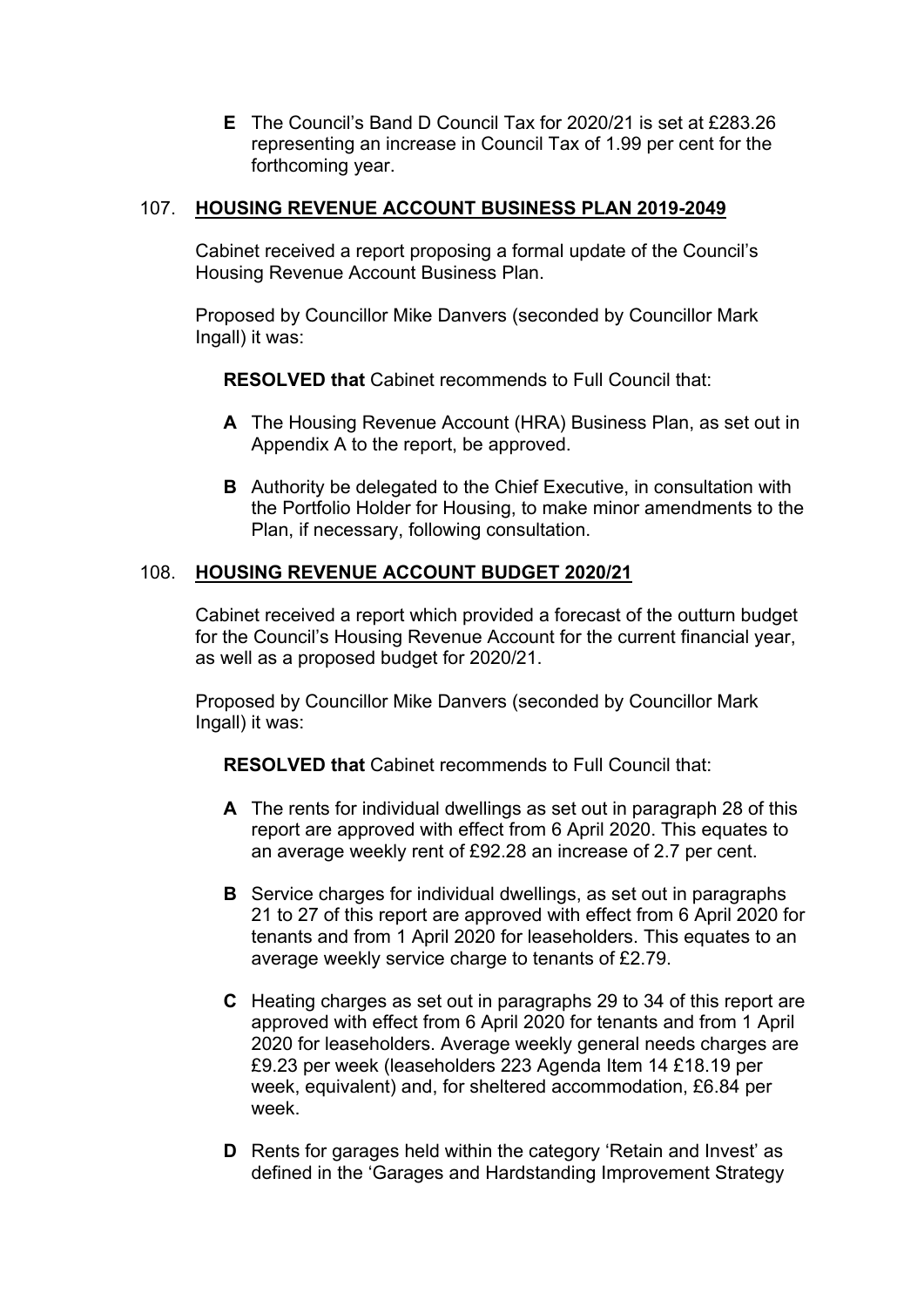**E** The Council's Band D Council Tax for 2020/21 is set at £283.26 representing an increase in Council Tax of 1.99 per cent for the forthcoming year.

## 107. HOUSING REVENUE ACCOUNT BUSINESS PLAN 2019-2049

Cabinet received a report proposing a formal update of the Council's Housing Revenue Account Business Plan.

Proposed by Councillor Mike Danvers (seconded by Councillor Mark Ingall) it was:

**RESOLVED that** Cabinet recommends to Full Council that:

**A** The Housing Revenue Account (HRA) Business Plan, as set out in Appendix A to the report, be approved.

**B** Authority be delegated to the Chief Executive, in consultation with the Portfolio Holder for Housing, to make minor amendments to the Plan, if necessary, following consultation.

## 108. HOUSING REVENUE ACCOUNT BUDGET 2020/21

Cabinet received a report which provided a forecast of the outturn budget for the Council's Housing Revenue Account for the current financial year, as well as a proposed budget for 2020/21.

Proposed by Councillor Mike Danvers (seconded by Councillor Mark Ingall) it was:

**RESOLVED that** Cabinet recommends to Full Council that:

**A** The rents for individual dwellings as set out in paragraph 28 of this report are approved with effect from 6 April 2020. This equates to an average weekly rent of £92.28 an increase of 2.7 per cent.

**B** Service charges for individual dwellings, as set out in paragraphs 21 to 27 of this report are approved with effect from 6 April 2020 for tenants and from 1 April 2020 for leaseholders. This equates to an average weekly service charge to tenants of £2.79.

**C** Heating charges as set out in paragraphs 29 to 34 of this report are approved with effect from 6 April 2020 for tenants and from 1 April 2020 for leaseholders. Average weekly general needs charges are £9.23 per week (leaseholders 223 Agenda Item 14 £18.19 per week, equivalent) and, for sheltered accommodation, £6.84 per week.

**D** Rents for garages held within the category 'Retain and Invest' as defined in the 'Garages and Hardstanding Improvement Strategy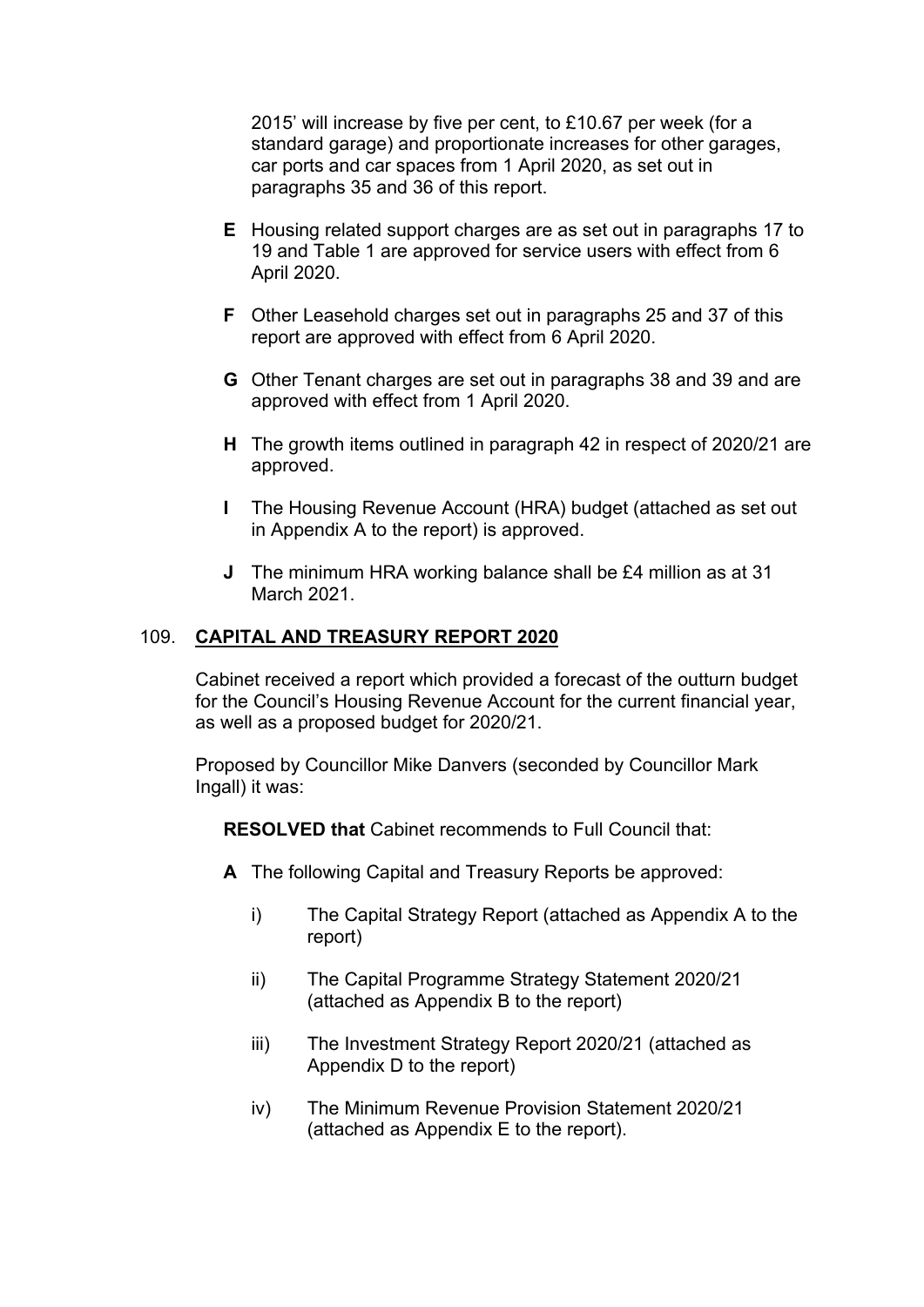2015' will increase by five per cent, to £10.67 per week (for a standard garage) and proportionate increases for other garages, car ports and car spaces from 1 April 2020, as set out in paragraphs 35 and 36 of this report.

**E** Housing related support charges are as set out in paragraphs 17 to 19 and Table 1 are approved for service users with effect from 6 April 2020.

**F** Other Leasehold charges set out in paragraphs 25 and 37 of this report are approved with effect from 6 April 2020.

**G** Other Tenant charges are set out in paragraphs 38 and 39 and are approved with effect from 1 April 2020.

**H** The growth items outlined in paragraph 42 in respect of 2020/21 are approved.

**I** The Housing Revenue Account (HRA) budget (attached as set out in Appendix A to the report) is approved.

**J** The minimum HRA working balance shall be £4 million as at 31 March 2021.

## 109. **CAPITAL AND TREASURY REPORT 2020**

Cabinet received a report which provided a forecast of the outturn budget for the Council's Housing Revenue Account for the current financial year, as well as a proposed budget for 2020/21.

Proposed by Councillor Mike Danvers (seconded by Councillor Mark Ingall) it was:

**RESOLVED that** Cabinet recommends to Full Council that:

**A** The following Capital and Treasury Reports be approved:

i) The Capital Strategy Report (attached as Appendix A to the report)

ii) The Capital Programme Strategy Statement 2020/21 (attached as Appendix B to the report)

iii) The Investment Strategy Report 2020/21 (attached as Appendix D to the report)

iv) The Minimum Revenue Provision Statement 2020/21 (attached as Appendix E to the report).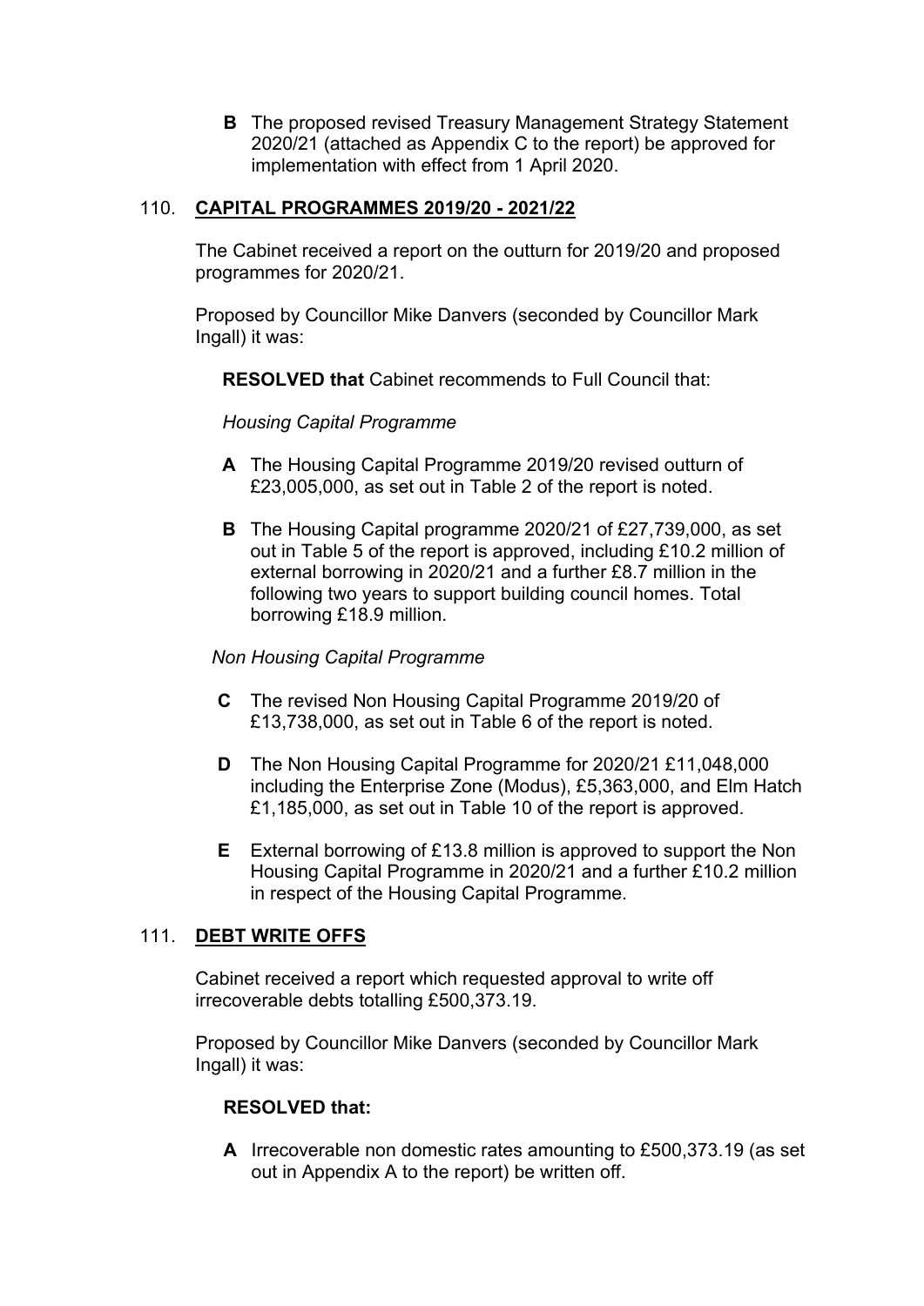**B** The proposed revised Treasury Management Strategy Statement 2020/21 (attached as Appendix C to the report) be approved for implementation with effect from 1 April 2020.

## 110. CAPITAL PROGRAMMES 2019/20 - 2021/22

The Cabinet received a report on the outturn for 2019/20 and proposed programmes for 2020/21.

Proposed by Councillor Mike Danvers (seconded by Councillor Mark Ingall) it was:

**RESOLVED that** Cabinet recommends to Full Council that:

*Housing Capital Programme*

**A** The Housing Capital Programme 2019/20 revised outturn of £23,005,000, as set out in Table 2 of the report is noted.

**B** The Housing Capital programme 2020/21 of £27,739,000, as set out in Table 5 of the report is approved, including £10.2 million of external borrowing in 2020/21 and a further £8.7 million in the following two years to support building council homes. Total borrowing £18.9 million.

*Non Housing Capital Programme*

**C** The revised Non Housing Capital Programme 2019/20 of £13,738,000, as set out in Table 6 of the report is noted.

**D** The Non Housing Capital Programme for 2020/21 £11,048,000 including the Enterprise Zone (Modus), £5,363,000, and Elm Hatch £1,185,000, as set out in Table 10 of the report is approved.

**E** External borrowing of £13.8 million is approved to support the Non Housing Capital Programme in 2020/21 and a further £10.2 million in respect of the Housing Capital Programme.

## 111. DEBT WRITE OFFS

Cabinet received a report which requested approval to write off irrecoverable debts totalling £500,373.19.

Proposed by Councillor Mike Danvers (seconded by Councillor Mark Ingall) it was:

**RESOLVED that:**

**A** Irrecoverable non domestic rates amounting to £500,373.19 (as set out in Appendix A to the report) be written off.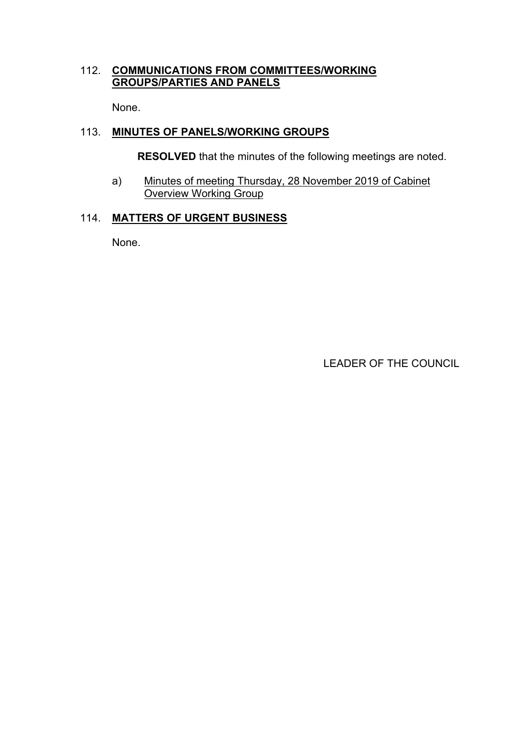## 112. COMMUNICATIONS FROM COMMITTEES/WORKING GROUPS/PARTIES AND PANELS

None.

## 113. MINUTES OF PANELS/WORKING GROUPS

**RESOLVED** that the minutes of the following meetings are noted.

a) Minutes of meeting Thursday, 28 November 2019 of Cabinet Overview Working Group

## 114. MATTERS OF URGENT BUSINESS

None.

LEADER OF THE COUNCIL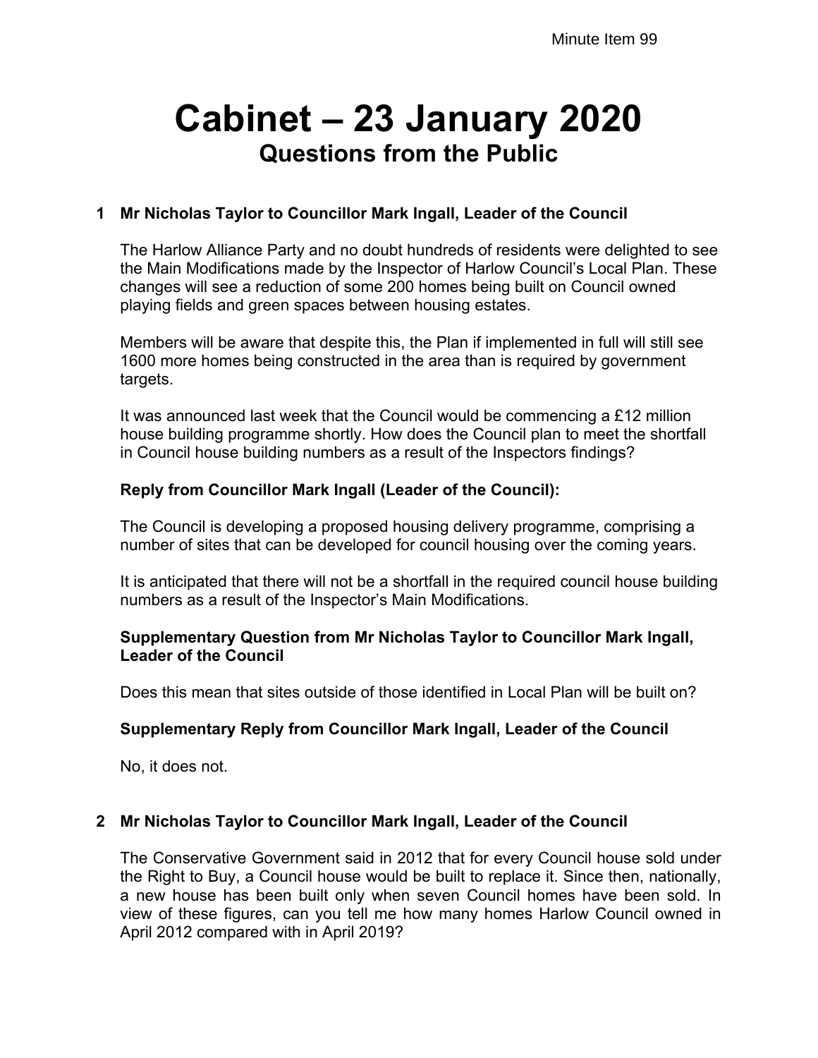Minute Item 99

# Cabinet – 23 January 2020

## Questions from the Public

### 1 Mr Nicholas Taylor to Councillor Mark Ingall, Leader of the Council

The Harlow Alliance Party and no doubt hundreds of residents were delighted to see the Main Modifications made by the Inspector of Harlow Council's Local Plan. These changes will see a reduction of some 200 homes being built on Council owned playing fields and green spaces between housing estates.

Members will be aware that despite this, the Plan if implemented in full will still see 1600 more homes being constructed in the area than is required by government targets.

It was announced last week that the Council would be commencing a £12 million house building programme shortly. How does the Council plan to meet the shortfall in Council house building numbers as a result of the Inspectors findings?

**Reply from Councillor Mark Ingall (Leader of the Council):**

The Council is developing a proposed housing delivery programme, comprising a number of sites that can be developed for council housing over the coming years.

It is anticipated that there will not be a shortfall in the required council house building numbers as a result of the Inspector's Main Modifications.

**Supplementary Question from Mr Nicholas Taylor to Councillor Mark Ingall, Leader of the Council**

Does this mean that sites outside of those identified in Local Plan will be built on?

**Supplementary Reply from Councillor Mark Ingall, Leader of the Council**

No, it does not.

### 2 Mr Nicholas Taylor to Councillor Mark Ingall, Leader of the Council

The Conservative Government said in 2012 that for every Council house sold under the Right to Buy, a Council house would be built to replace it. Since then, nationally, a new house has been built only when seven Council homes have been sold. In view of these figures, can you tell me how many homes Harlow Council owned in April 2012 compared with in April 2019?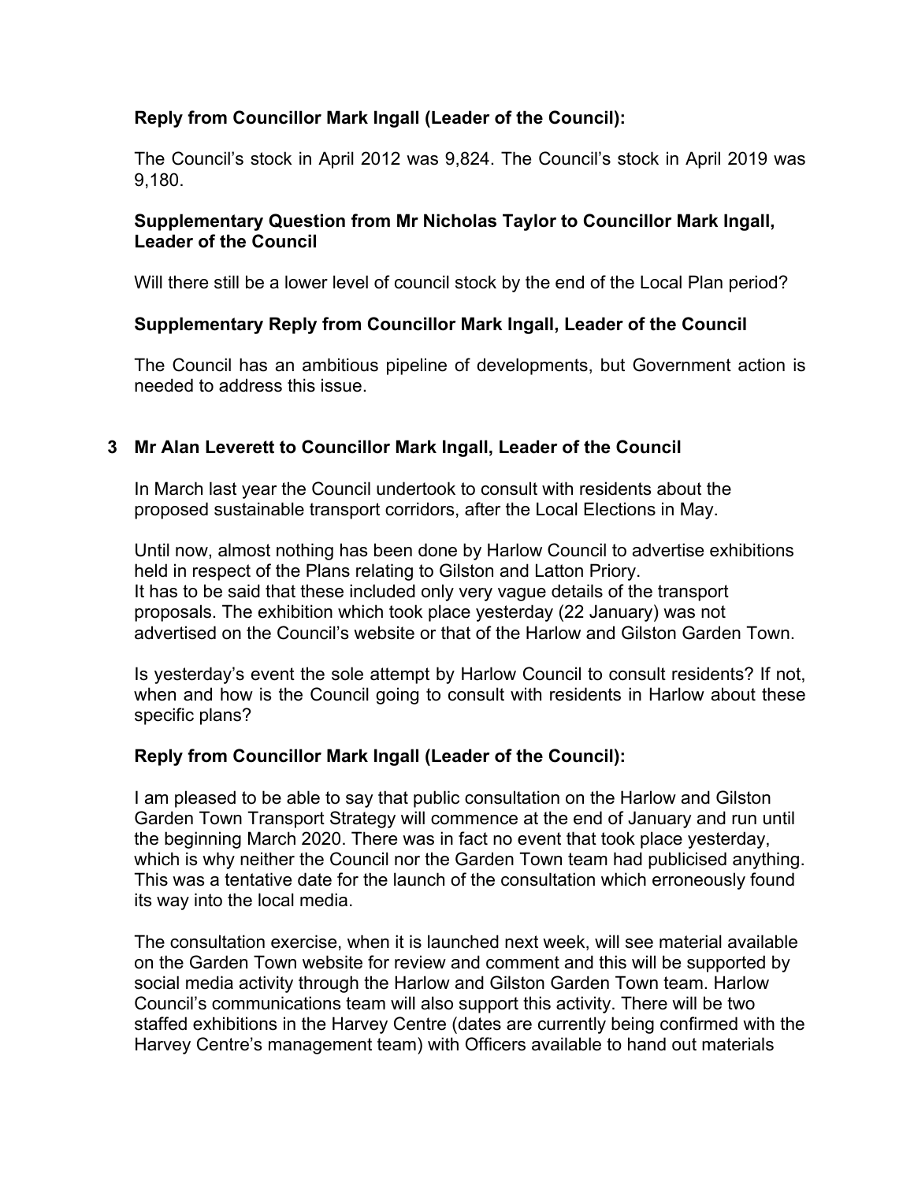**Reply from Councillor Mark Ingall (Leader of the Council):**

The Council's stock in April 2012 was 9,824. The Council's stock in April 2019 was 9,180.

**Supplementary Question from Mr Nicholas Taylor to Councillor Mark Ingall, Leader of the Council**

Will there still be a lower level of council stock by the end of the Local Plan period?

**Supplementary Reply from Councillor Mark Ingall, Leader of the Council**

The Council has an ambitious pipeline of developments, but Government action is needed to address this issue.

## 3 Mr Alan Leverett to Councillor Mark Ingall, Leader of the Council

In March last year the Council undertook to consult with residents about the proposed sustainable transport corridors, after the Local Elections in May.

Until now, almost nothing has been done by Harlow Council to advertise exhibitions held in respect of the Plans relating to Gilston and Latton Priory.
It has to be said that these included only very vague details of the transport proposals. The exhibition which took place yesterday (22 January) was not advertised on the Council's website or that of the Harlow and Gilston Garden Town.

Is yesterday's event the sole attempt by Harlow Council to consult residents? If not, when and how is the Council going to consult with residents in Harlow about these specific plans?

**Reply from Councillor Mark Ingall (Leader of the Council):**

I am pleased to be able to say that public consultation on the Harlow and Gilston Garden Town Transport Strategy will commence at the end of January and run until the beginning March 2020. There was in fact no event that took place yesterday, which is why neither the Council nor the Garden Town team had publicised anything. This was a tentative date for the launch of the consultation which erroneously found its way into the local media.

The consultation exercise, when it is launched next week, will see material available on the Garden Town website for review and comment and this will be supported by social media activity through the Harlow and Gilston Garden Town team. Harlow Council's communications team will also support this activity. There will be two staffed exhibitions in the Harvey Centre (dates are currently being confirmed with the Harvey Centre's management team) with Officers available to hand out materials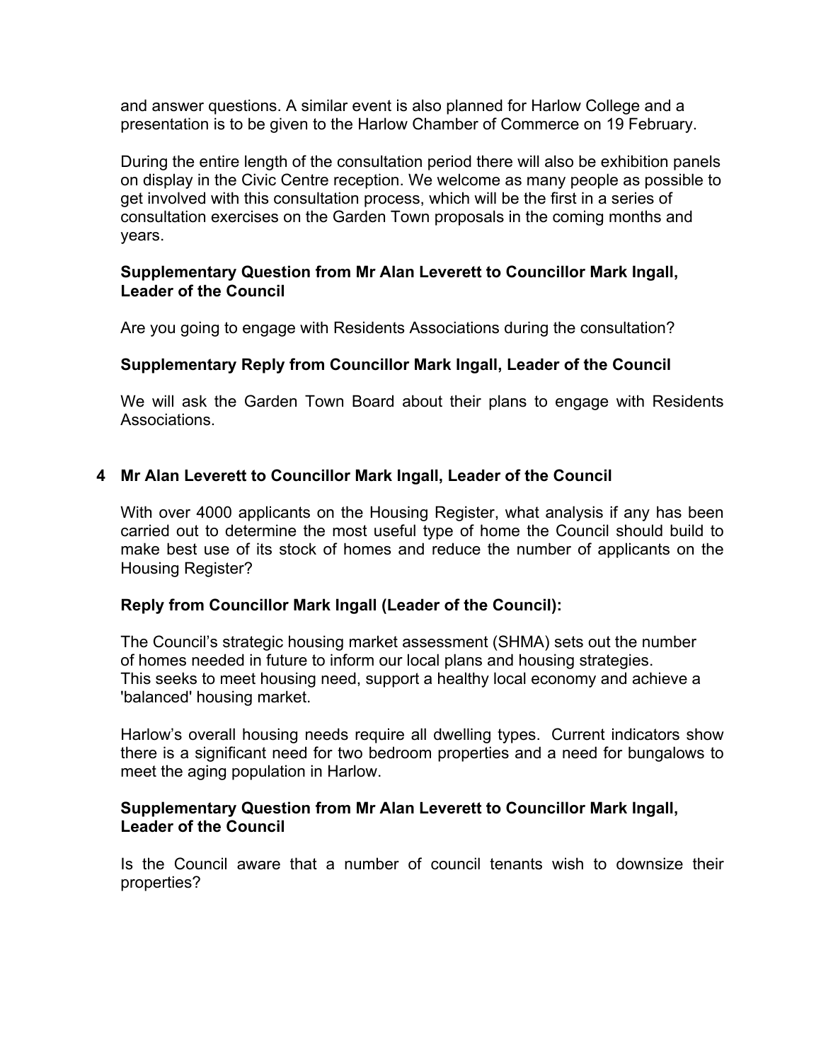and answer questions. A similar event is also planned for Harlow College and a presentation is to be given to the Harlow Chamber of Commerce on 19 February.

During the entire length of the consultation period there will also be exhibition panels on display in the Civic Centre reception. We welcome as many people as possible to get involved with this consultation process, which will be the first in a series of consultation exercises on the Garden Town proposals in the coming months and years.

**Supplementary Question from Mr Alan Leverett to Councillor Mark Ingall, Leader of the Council**

Are you going to engage with Residents Associations during the consultation?

**Supplementary Reply from Councillor Mark Ingall, Leader of the Council**

We will ask the Garden Town Board about their plans to engage with Residents Associations.

**4 Mr Alan Leverett to Councillor Mark Ingall, Leader of the Council**

With over 4000 applicants on the Housing Register, what analysis if any has been carried out to determine the most useful type of home the Council should build to make best use of its stock of homes and reduce the number of applicants on the Housing Register?

**Reply from Councillor Mark Ingall (Leader of the Council):**

The Council's strategic housing market assessment (SHMA) sets out the number of homes needed in future to inform our local plans and housing strategies. This seeks to meet housing need, support a healthy local economy and achieve a 'balanced' housing market.

Harlow's overall housing needs require all dwelling types. Current indicators show there is a significant need for two bedroom properties and a need for bungalows to meet the aging population in Harlow.

**Supplementary Question from Mr Alan Leverett to Councillor Mark Ingall, Leader of the Council**

Is the Council aware that a number of council tenants wish to downsize their properties?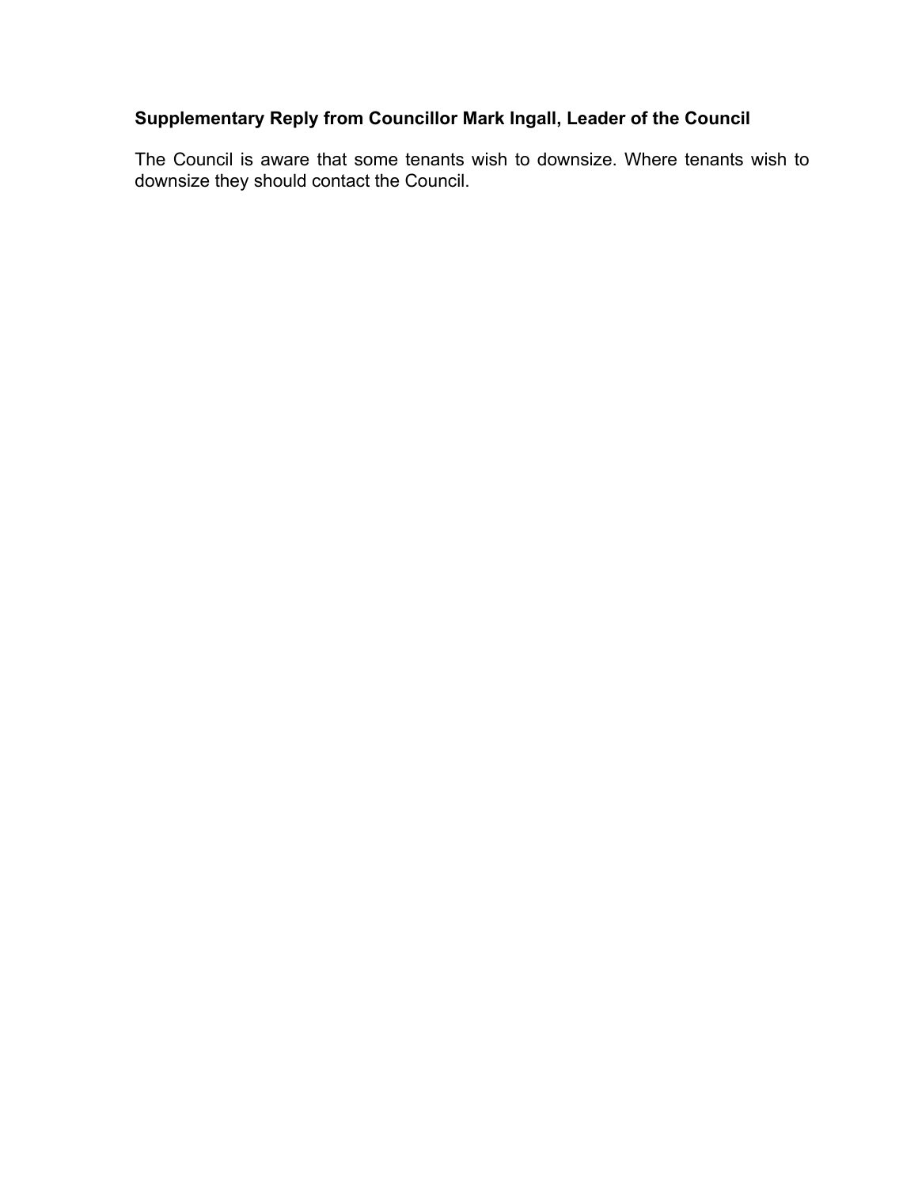**Supplementary Reply from Councillor Mark Ingall, Leader of the Council**

The Council is aware that some tenants wish to downsize. Where tenants wish to downsize they should contact the Council.